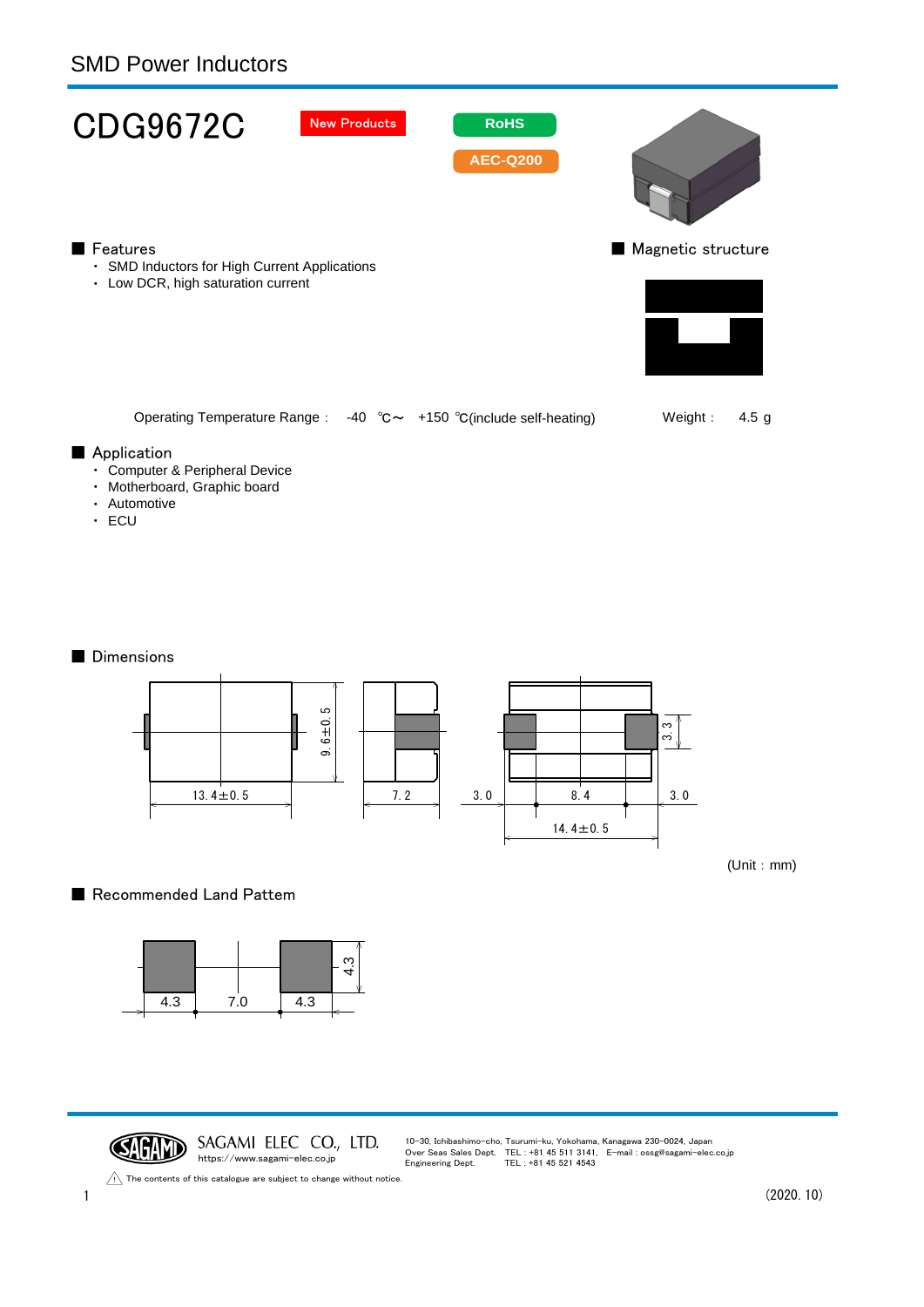# SMD Power Inductors

## CDG9672C

New Products

RoHS

AEC-Q200

### ■ Features

- SMD Inductors for High Current Applications
- Low DCR, high saturation current

### ■ Magnetic structure

Operating Temperature Range : -40 ℃～ +150 ℃(include self-heating)

Weight : 4.5 g

### ■ Application

- Computer & Peripheral Device
- Motherboard, Graphic board
- Automotive
- ECU

### ■ Dimensions

13. 4±0. 5

9. 6±0. 5

7. 2

3. 0

8. 4

3. 0

3. 3

14. 4±0. 5

(Unit : mm)

### ■ Recommended Land Pattern

4.3

7.0

4.3

4.3

SAGAMI ELEC CO., LTD.
https://www.sagami-elec.co.jp

10-30, Ichibashimo-cho, Tsurumi-ku, Yokohama, Kanagawa 230-0024, Japan
Over Seas Sales Dept. TEL : +81 45 511 3141, E-mail : ossg@sagami-elec.co.jp
Engineering Dept. TEL : +81 45 521 4543

The contents of this catalogue are subject to change without notice.

(2020. 10)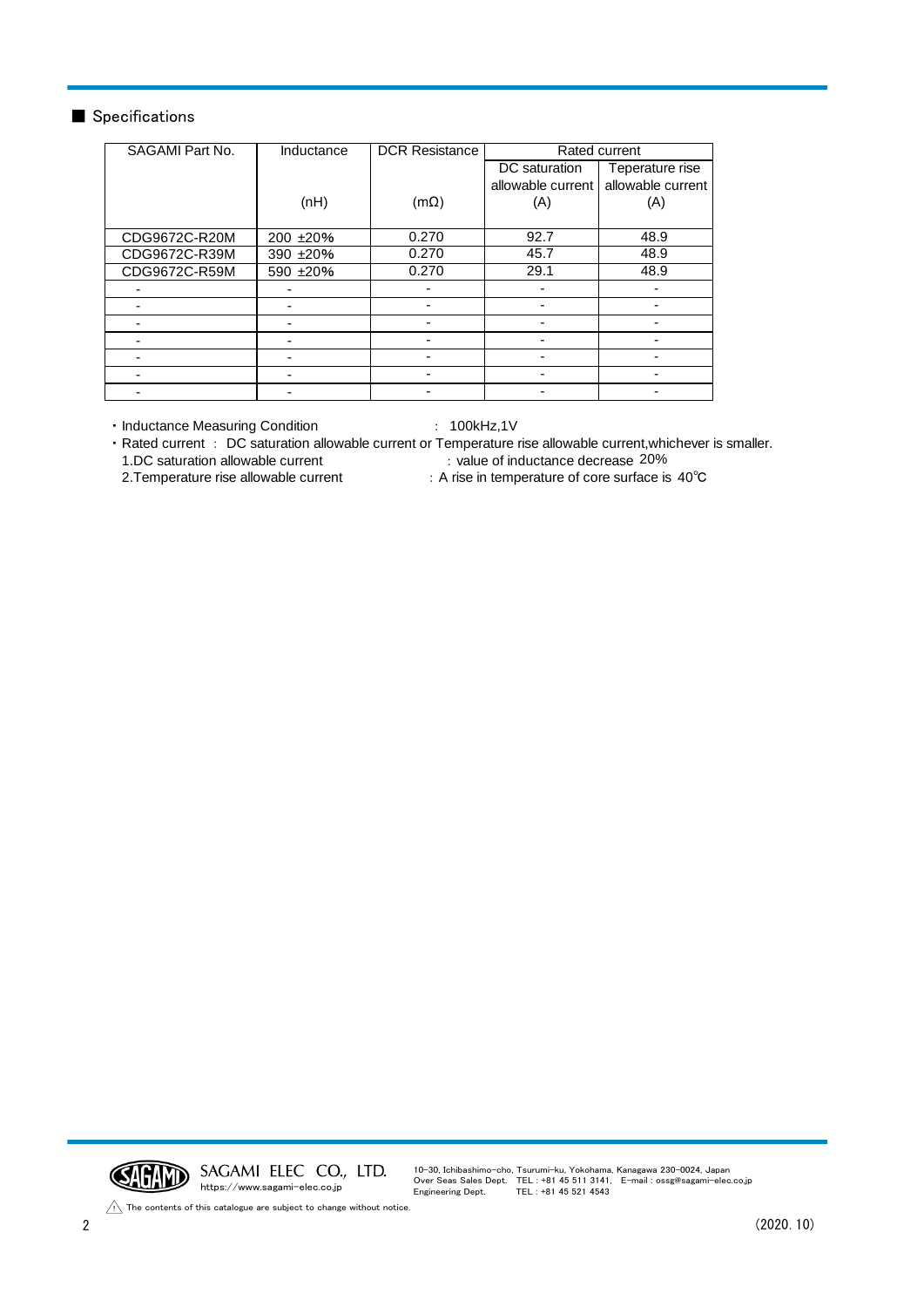## ■ Specifications

| SAGAMI Part No. | Inductance (nH) | DCR Resistance (mΩ) | Rated current | |
|---|---|---|---|---|
| | | | DC saturation allowable current (A) | Teperature rise allowable current (A) |
| CDG9672C-R20M | 200 ±20% | 0.270 | 92.7 | 48.9 |
| CDG9672C-R39M | 390 ±20% | 0.270 | 45.7 | 48.9 |
| CDG9672C-R59M | 590 ±20% | 0.270 | 29.1 | 48.9 |
| - | - | - | - | - |
| - | - | - | - | - |
| - | - | - | - | - |
| - | - | - | - | - |
| - | - | - | - | - |
| - | - | - | - | - |
| - | - | - | - | - |

- Inductance Measuring Condition : 100kHz,1V
- Rated current : DC saturation allowable current or Temperature rise allowable current,whichever is smaller.
  1. DC saturation allowable current : value of inductance decrease 20%
  2. Temperature rise allowable current : A rise in temperature of core surface is 40℃

SAGAMI ELEC CO., LTD.
https://www.sagami-elec.co.jp

10-30, Ichibashimo-cho, Tsurumi-ku, Yokohama, Kanagawa 230-0024, Japan
Over Seas Sales Dept. TEL : +81 45 511 3141, E-mail : ossg@sagami-elec.co.jp
Engineering Dept. TEL : +81 45 521 4543

⚠ The contents of this catalogue are subject to change without notice.

(2020. 10)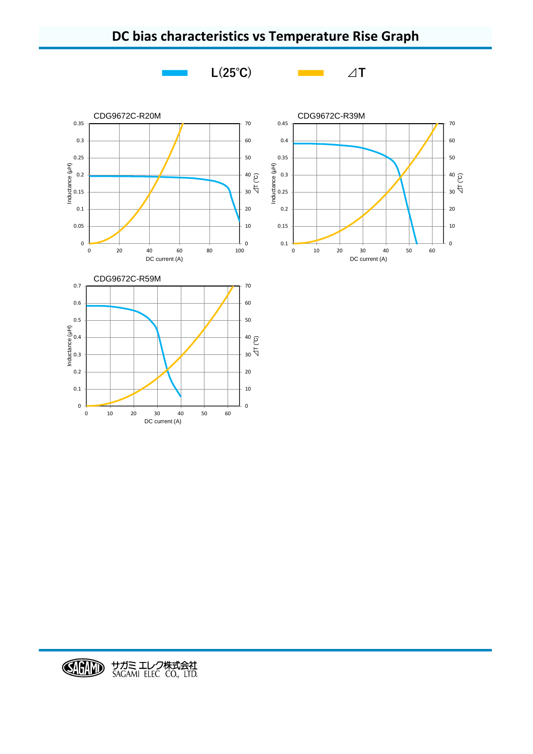# DC bias characteristics vs Temperature Rise Graph

L(25℃)　⊿T

CDG9672C-R20M

Inductance (μH): 0, 0.05, 0.1, 0.15, 0.2, 0.25, 0.3, 0.35

⊿T (℃): 0, 10, 20, 30, 40, 50, 60, 70

DC current (A): 0, 20, 40, 60, 80, 100

CDG9672C-R39M

Inductance (μH): 0.1, 0.15, 0.2, 0.25, 0.3, 0.35, 0.4, 0.45

⊿T (℃): 0, 10, 20, 30, 40, 50, 60, 70

DC current (A): 0, 10, 20, 30, 40, 50, 60

CDG9672C-R59M

Inductance (μH): 0, 0.1, 0.2, 0.3, 0.4, 0.5, 0.6, 0.7

⊿T (℃): 0, 10, 20, 30, 40, 50, 60, 70

DC current (A): 0, 10, 20, 30, 40, 50, 60

サガミエレク株式会社 SAGAMI ELEC CO., LTD.